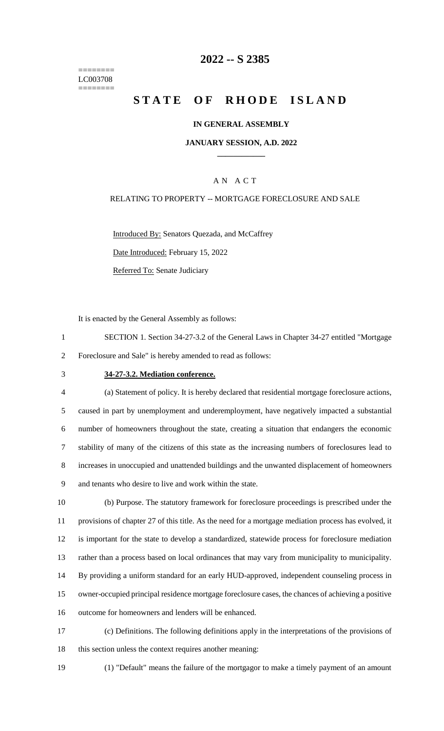========
LC003708
========

# 2022 -- S 2385

# STATE OF RHODE ISLAND

**IN GENERAL ASSEMBLY**

**JANUARY SESSION, A.D. 2022**

A N A C T

RELATING TO PROPERTY -- MORTGAGE FORECLOSURE AND SALE

Introduced By: Senators Quezada, and McCaffrey

Date Introduced: February 15, 2022

Referred To: Senate Judiciary

It is enacted by the General Assembly as follows:

1 SECTION 1. Section 34-27-3.2 of the General Laws in Chapter 34-27 entitled "Mortgage
2 Foreclosure and Sale" is hereby amended to read as follows:

3 **34-27-3.2. Mediation conference.**

4 (a) Statement of policy. It is hereby declared that residential mortgage foreclosure actions,
5 caused in part by unemployment and underemployment, have negatively impacted a substantial
6 number of homeowners throughout the state, creating a situation that endangers the economic
7 stability of many of the citizens of this state as the increasing numbers of foreclosures lead to
8 increases in unoccupied and unattended buildings and the unwanted displacement of homeowners
9 and tenants who desire to live and work within the state.

10 (b) Purpose. The statutory framework for foreclosure proceedings is prescribed under the
11 provisions of chapter 27 of this title. As the need for a mortgage mediation process has evolved, it
12 is important for the state to develop a standardized, statewide process for foreclosure mediation
13 rather than a process based on local ordinances that may vary from municipality to municipality.
14 By providing a uniform standard for an early HUD-approved, independent counseling process in
15 owner-occupied principal residence mortgage foreclosure cases, the chances of achieving a positive
16 outcome for homeowners and lenders will be enhanced.

17 (c) Definitions. The following definitions apply in the interpretations of the provisions of
18 this section unless the context requires another meaning:

19 (1) "Default" means the failure of the mortgagor to make a timely payment of an amount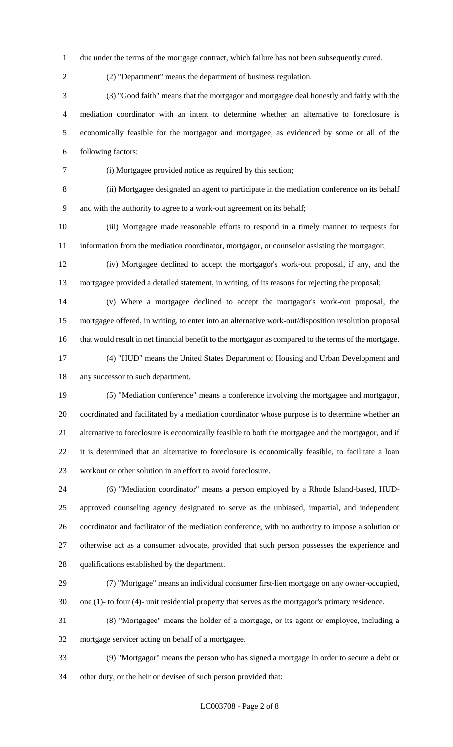due under the terms of the mortgage contract, which failure has not been subsequently cured.

(2) "Department" means the department of business regulation.

(3) "Good faith" means that the mortgagor and mortgagee deal honestly and fairly with the mediation coordinator with an intent to determine whether an alternative to foreclosure is economically feasible for the mortgagor and mortgagee, as evidenced by some or all of the following factors:

(i) Mortgagee provided notice as required by this section;

(ii) Mortgagee designated an agent to participate in the mediation conference on its behalf and with the authority to agree to a work-out agreement on its behalf;

(iii) Mortgagee made reasonable efforts to respond in a timely manner to requests for information from the mediation coordinator, mortgagor, or counselor assisting the mortgagor;

(iv) Mortgagee declined to accept the mortgagor's work-out proposal, if any, and the mortgagee provided a detailed statement, in writing, of its reasons for rejecting the proposal;

(v) Where a mortgagee declined to accept the mortgagor's work-out proposal, the mortgagee offered, in writing, to enter into an alternative work-out/disposition resolution proposal that would result in net financial benefit to the mortgagor as compared to the terms of the mortgage.

(4) "HUD" means the United States Department of Housing and Urban Development and any successor to such department.

(5) "Mediation conference" means a conference involving the mortgagee and mortgagor, coordinated and facilitated by a mediation coordinator whose purpose is to determine whether an alternative to foreclosure is economically feasible to both the mortgagee and the mortgagor, and if it is determined that an alternative to foreclosure is economically feasible, to facilitate a loan workout or other solution in an effort to avoid foreclosure.

(6) "Mediation coordinator" means a person employed by a Rhode Island-based, HUD-approved counseling agency designated to serve as the unbiased, impartial, and independent coordinator and facilitator of the mediation conference, with no authority to impose a solution or otherwise act as a consumer advocate, provided that such person possesses the experience and qualifications established by the department.

(7) "Mortgage" means an individual consumer first-lien mortgage on any owner-occupied, one (1)- to four (4)- unit residential property that serves as the mortgagor's primary residence.

(8) "Mortgagee" means the holder of a mortgage, or its agent or employee, including a mortgage servicer acting on behalf of a mortgagee.

(9) "Mortgagor" means the person who has signed a mortgage in order to secure a debt or other duty, or the heir or devisee of such person provided that: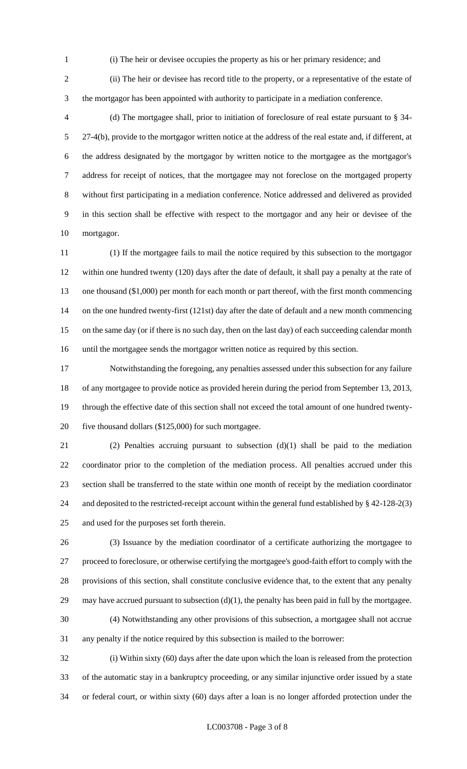(i) The heir or devisee occupies the property as his or her primary residence; and

(ii) The heir or devisee has record title to the property, or a representative of the estate of the mortgagor has been appointed with authority to participate in a mediation conference.

(d) The mortgagee shall, prior to initiation of foreclosure of real estate pursuant to § 34-27-4(b), provide to the mortgagor written notice at the address of the real estate and, if different, at the address designated by the mortgagor by written notice to the mortgagee as the mortgagor's address for receipt of notices, that the mortgagee may not foreclose on the mortgaged property without first participating in a mediation conference. Notice addressed and delivered as provided in this section shall be effective with respect to the mortgagor and any heir or devisee of the mortgagor.

(1) If the mortgagee fails to mail the notice required by this subsection to the mortgagor within one hundred twenty (120) days after the date of default, it shall pay a penalty at the rate of one thousand ($1,000) per month for each month or part thereof, with the first month commencing on the one hundred twenty-first (121st) day after the date of default and a new month commencing on the same day (or if there is no such day, then on the last day) of each succeeding calendar month until the mortgagee sends the mortgagor written notice as required by this section.

Notwithstanding the foregoing, any penalties assessed under this subsection for any failure of any mortgagee to provide notice as provided herein during the period from September 13, 2013, through the effective date of this section shall not exceed the total amount of one hundred twenty-five thousand dollars ($125,000) for such mortgagee.

(2) Penalties accruing pursuant to subsection (d)(1) shall be paid to the mediation coordinator prior to the completion of the mediation process. All penalties accrued under this section shall be transferred to the state within one month of receipt by the mediation coordinator and deposited to the restricted-receipt account within the general fund established by § 42-128-2(3) and used for the purposes set forth therein.

(3) Issuance by the mediation coordinator of a certificate authorizing the mortgagee to proceed to foreclosure, or otherwise certifying the mortgagee's good-faith effort to comply with the provisions of this section, shall constitute conclusive evidence that, to the extent that any penalty may have accrued pursuant to subsection (d)(1), the penalty has been paid in full by the mortgagee.

(4) Notwithstanding any other provisions of this subsection, a mortgagee shall not accrue any penalty if the notice required by this subsection is mailed to the borrower:

(i) Within sixty (60) days after the date upon which the loan is released from the protection of the automatic stay in a bankruptcy proceeding, or any similar injunctive order issued by a state or federal court, or within sixty (60) days after a loan is no longer afforded protection under the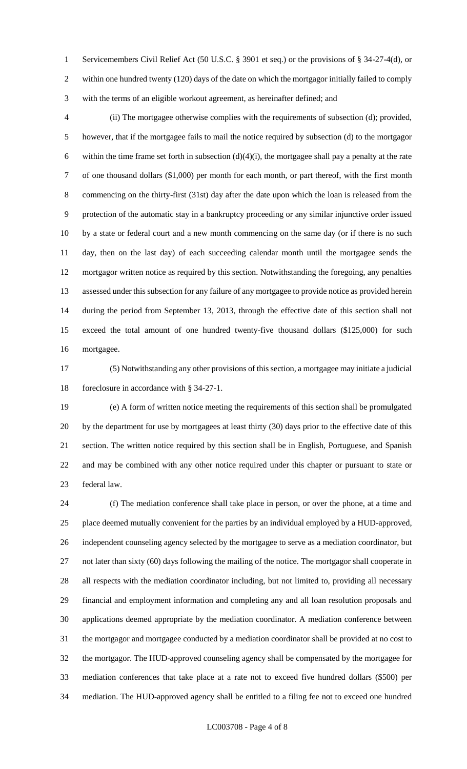Servicemembers Civil Relief Act (50 U.S.C. § 3901 et seq.) or the provisions of § 34-27-4(d), or within one hundred twenty (120) days of the date on which the mortgagor initially failed to comply with the terms of an eligible workout agreement, as hereinafter defined; and

(ii) The mortgagee otherwise complies with the requirements of subsection (d); provided, however, that if the mortgagee fails to mail the notice required by subsection (d) to the mortgagor within the time frame set forth in subsection (d)(4)(i), the mortgagee shall pay a penalty at the rate of one thousand dollars ($1,000) per month for each month, or part thereof, with the first month commencing on the thirty-first (31st) day after the date upon which the loan is released from the protection of the automatic stay in a bankruptcy proceeding or any similar injunctive order issued by a state or federal court and a new month commencing on the same day (or if there is no such day, then on the last day) of each succeeding calendar month until the mortgagee sends the mortgagor written notice as required by this section. Notwithstanding the foregoing, any penalties assessed under this subsection for any failure of any mortgagee to provide notice as provided herein during the period from September 13, 2013, through the effective date of this section shall not exceed the total amount of one hundred twenty-five thousand dollars ($125,000) for such mortgagee.

(5) Notwithstanding any other provisions of this section, a mortgagee may initiate a judicial foreclosure in accordance with § 34-27-1.

(e) A form of written notice meeting the requirements of this section shall be promulgated by the department for use by mortgagees at least thirty (30) days prior to the effective date of this section. The written notice required by this section shall be in English, Portuguese, and Spanish and may be combined with any other notice required under this chapter or pursuant to state or federal law.

(f) The mediation conference shall take place in person, or over the phone, at a time and place deemed mutually convenient for the parties by an individual employed by a HUD-approved, independent counseling agency selected by the mortgagee to serve as a mediation coordinator, but not later than sixty (60) days following the mailing of the notice. The mortgagor shall cooperate in all respects with the mediation coordinator including, but not limited to, providing all necessary financial and employment information and completing any and all loan resolution proposals and applications deemed appropriate by the mediation coordinator. A mediation conference between the mortgagor and mortgagee conducted by a mediation coordinator shall be provided at no cost to the mortgagor. The HUD-approved counseling agency shall be compensated by the mortgagee for mediation conferences that take place at a rate not to exceed five hundred dollars ($500) per mediation. The HUD-approved agency shall be entitled to a filing fee not to exceed one hundred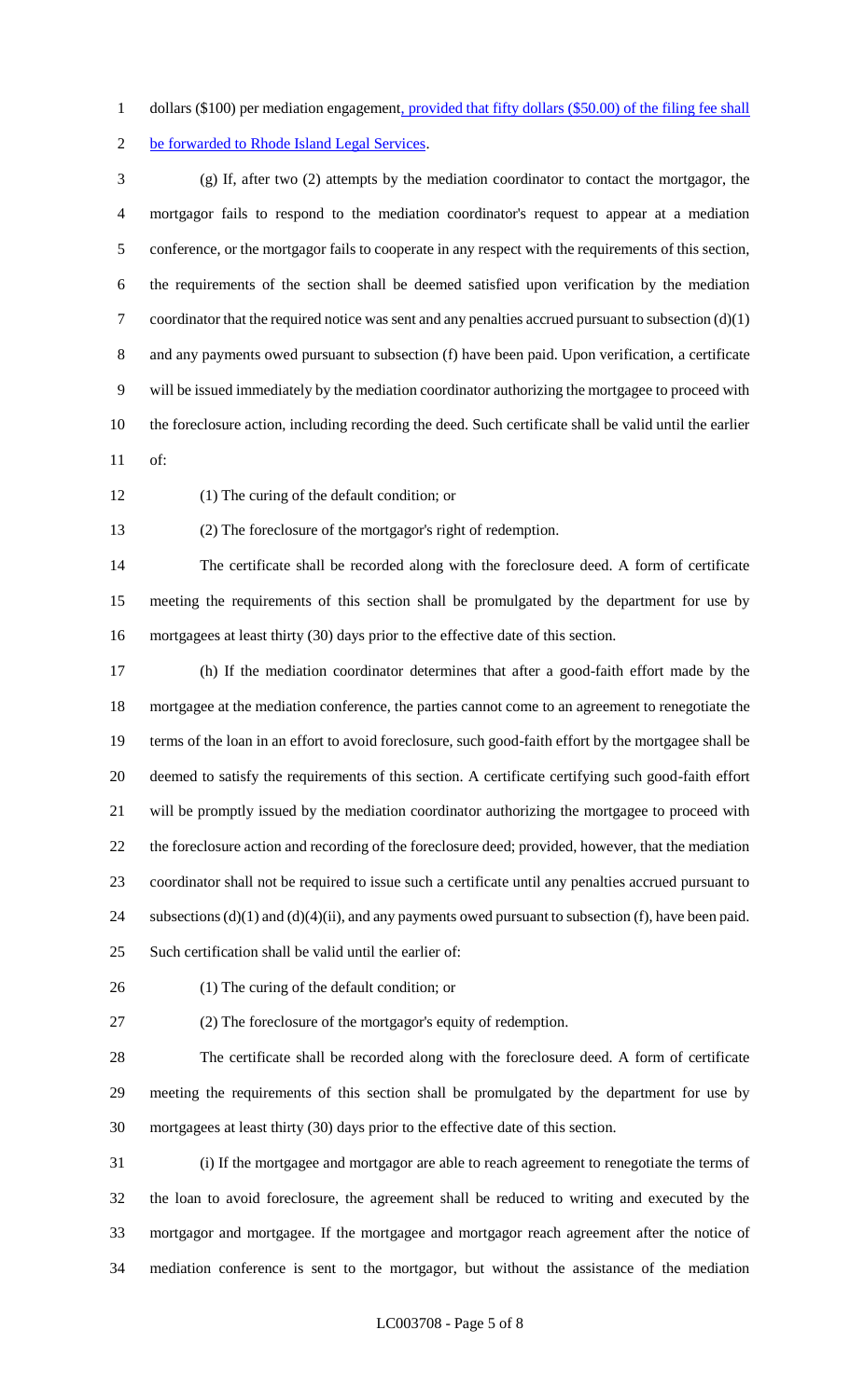dollars ($100) per mediation engagement, provided that fifty dollars ($50.00) of the filing fee shall be forwarded to Rhode Island Legal Services.

(g) If, after two (2) attempts by the mediation coordinator to contact the mortgagor, the mortgagor fails to respond to the mediation coordinator's request to appear at a mediation conference, or the mortgagor fails to cooperate in any respect with the requirements of this section, the requirements of the section shall be deemed satisfied upon verification by the mediation coordinator that the required notice was sent and any penalties accrued pursuant to subsection (d)(1) and any payments owed pursuant to subsection (f) have been paid. Upon verification, a certificate will be issued immediately by the mediation coordinator authorizing the mortgagee to proceed with the foreclosure action, including recording the deed. Such certificate shall be valid until the earlier of:

(1) The curing of the default condition; or

(2) The foreclosure of the mortgagor's right of redemption.

The certificate shall be recorded along with the foreclosure deed. A form of certificate meeting the requirements of this section shall be promulgated by the department for use by mortgagees at least thirty (30) days prior to the effective date of this section.

(h) If the mediation coordinator determines that after a good-faith effort made by the mortgagee at the mediation conference, the parties cannot come to an agreement to renegotiate the terms of the loan in an effort to avoid foreclosure, such good-faith effort by the mortgagee shall be deemed to satisfy the requirements of this section. A certificate certifying such good-faith effort will be promptly issued by the mediation coordinator authorizing the mortgagee to proceed with the foreclosure action and recording of the foreclosure deed; provided, however, that the mediation coordinator shall not be required to issue such a certificate until any penalties accrued pursuant to subsections (d)(1) and (d)(4)(ii), and any payments owed pursuant to subsection (f), have been paid. Such certification shall be valid until the earlier of:

(1) The curing of the default condition; or

(2) The foreclosure of the mortgagor's equity of redemption.

The certificate shall be recorded along with the foreclosure deed. A form of certificate meeting the requirements of this section shall be promulgated by the department for use by mortgagees at least thirty (30) days prior to the effective date of this section.

(i) If the mortgagee and mortgagor are able to reach agreement to renegotiate the terms of the loan to avoid foreclosure, the agreement shall be reduced to writing and executed by the mortgagor and mortgagee. If the mortgagee and mortgagor reach agreement after the notice of mediation conference is sent to the mortgagor, but without the assistance of the mediation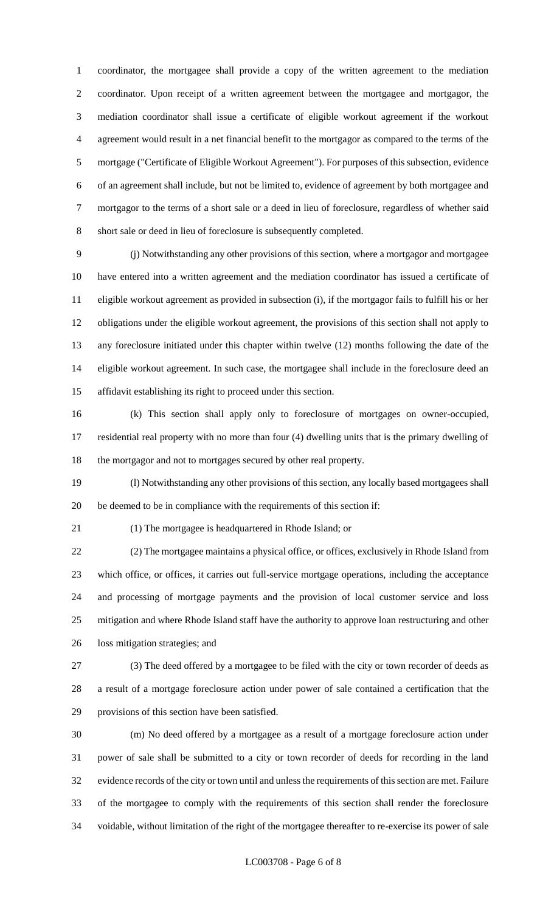coordinator, the mortgagee shall provide a copy of the written agreement to the mediation coordinator. Upon receipt of a written agreement between the mortgagee and mortgagor, the mediation coordinator shall issue a certificate of eligible workout agreement if the workout agreement would result in a net financial benefit to the mortgagor as compared to the terms of the mortgage ("Certificate of Eligible Workout Agreement"). For purposes of this subsection, evidence of an agreement shall include, but not be limited to, evidence of agreement by both mortgagee and mortgagor to the terms of a short sale or a deed in lieu of foreclosure, regardless of whether said short sale or deed in lieu of foreclosure is subsequently completed.

(j) Notwithstanding any other provisions of this section, where a mortgagor and mortgagee have entered into a written agreement and the mediation coordinator has issued a certificate of eligible workout agreement as provided in subsection (i), if the mortgagor fails to fulfill his or her obligations under the eligible workout agreement, the provisions of this section shall not apply to any foreclosure initiated under this chapter within twelve (12) months following the date of the eligible workout agreement. In such case, the mortgagee shall include in the foreclosure deed an affidavit establishing its right to proceed under this section.

(k) This section shall apply only to foreclosure of mortgages on owner-occupied, residential real property with no more than four (4) dwelling units that is the primary dwelling of the mortgagor and not to mortgages secured by other real property.

(l) Notwithstanding any other provisions of this section, any locally based mortgagees shall be deemed to be in compliance with the requirements of this section if:

(1) The mortgagee is headquartered in Rhode Island; or

(2) The mortgagee maintains a physical office, or offices, exclusively in Rhode Island from which office, or offices, it carries out full-service mortgage operations, including the acceptance and processing of mortgage payments and the provision of local customer service and loss mitigation and where Rhode Island staff have the authority to approve loan restructuring and other loss mitigation strategies; and

(3) The deed offered by a mortgagee to be filed with the city or town recorder of deeds as a result of a mortgage foreclosure action under power of sale contained a certification that the provisions of this section have been satisfied.

(m) No deed offered by a mortgagee as a result of a mortgage foreclosure action under power of sale shall be submitted to a city or town recorder of deeds for recording in the land evidence records of the city or town until and unless the requirements of this section are met. Failure of the mortgagee to comply with the requirements of this section shall render the foreclosure voidable, without limitation of the right of the mortgagee thereafter to re-exercise its power of sale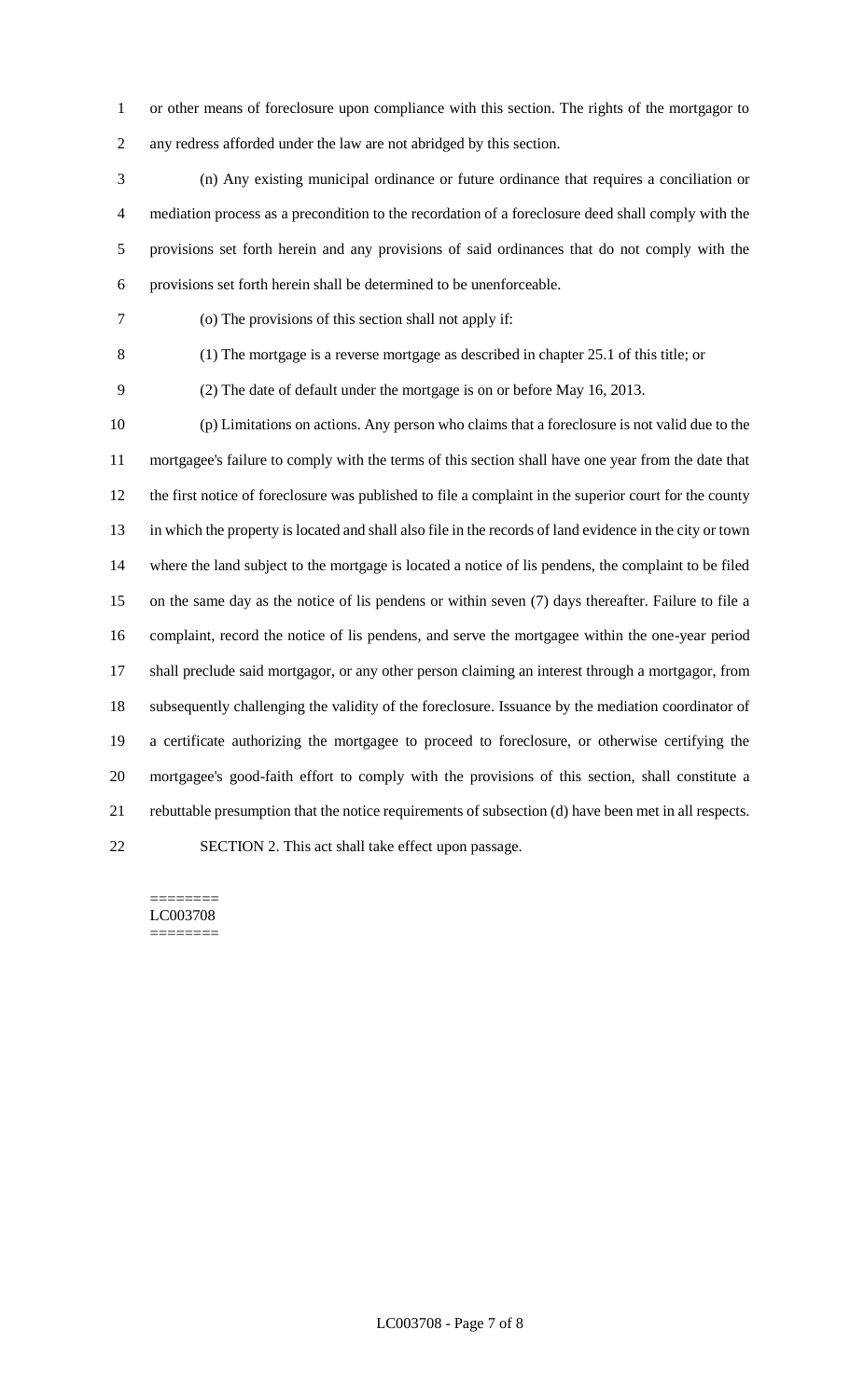or other means of foreclosure upon compliance with this section. The rights of the mortgagor to any redress afforded under the law are not abridged by this section.

(n) Any existing municipal ordinance or future ordinance that requires a conciliation or mediation process as a precondition to the recordation of a foreclosure deed shall comply with the provisions set forth herein and any provisions of said ordinances that do not comply with the provisions set forth herein shall be determined to be unenforceable.

(o) The provisions of this section shall not apply if:

(1) The mortgage is a reverse mortgage as described in chapter 25.1 of this title; or

(2) The date of default under the mortgage is on or before May 16, 2013.

(p) Limitations on actions. Any person who claims that a foreclosure is not valid due to the mortgagee's failure to comply with the terms of this section shall have one year from the date that the first notice of foreclosure was published to file a complaint in the superior court for the county in which the property is located and shall also file in the records of land evidence in the city or town where the land subject to the mortgage is located a notice of lis pendens, the complaint to be filed on the same day as the notice of lis pendens or within seven (7) days thereafter. Failure to file a complaint, record the notice of lis pendens, and serve the mortgagee within the one-year period shall preclude said mortgagor, or any other person claiming an interest through a mortgagor, from subsequently challenging the validity of the foreclosure. Issuance by the mediation coordinator of a certificate authorizing the mortgagee to proceed to foreclosure, or otherwise certifying the mortgagee's good-faith effort to comply with the provisions of this section, shall constitute a rebuttable presumption that the notice requirements of subsection (d) have been met in all respects.

SECTION 2. This act shall take effect upon passage.

========
LC003708
========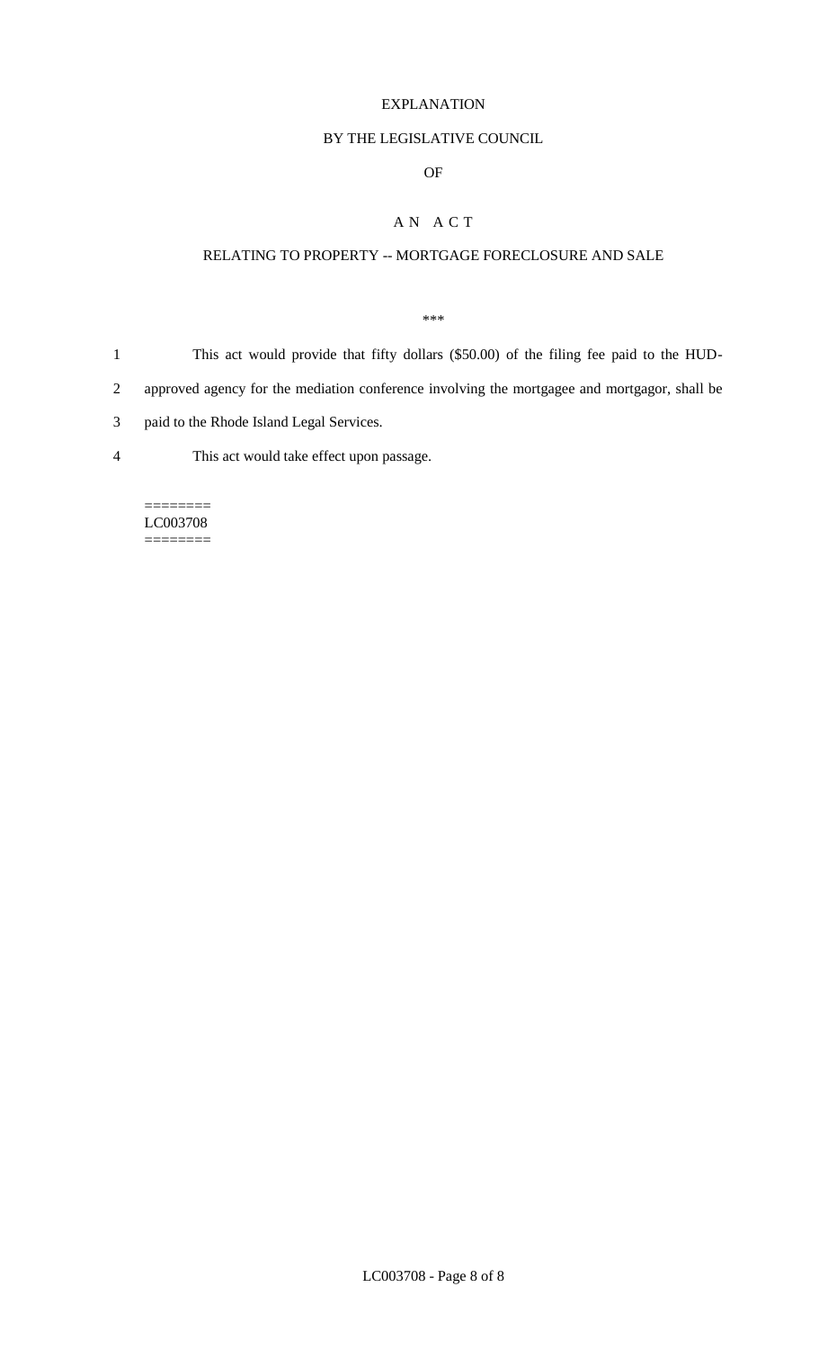EXPLANATION

BY THE LEGISLATIVE COUNCIL

OF

A N A C T

RELATING TO PROPERTY -- MORTGAGE FORECLOSURE AND SALE

\*\*\*

This act would provide that fifty dollars ($50.00) of the filing fee paid to the HUD-approved agency for the mediation conference involving the mortgagee and mortgagor, shall be paid to the Rhode Island Legal Services.

This act would take effect upon passage.

========
LC003708
========